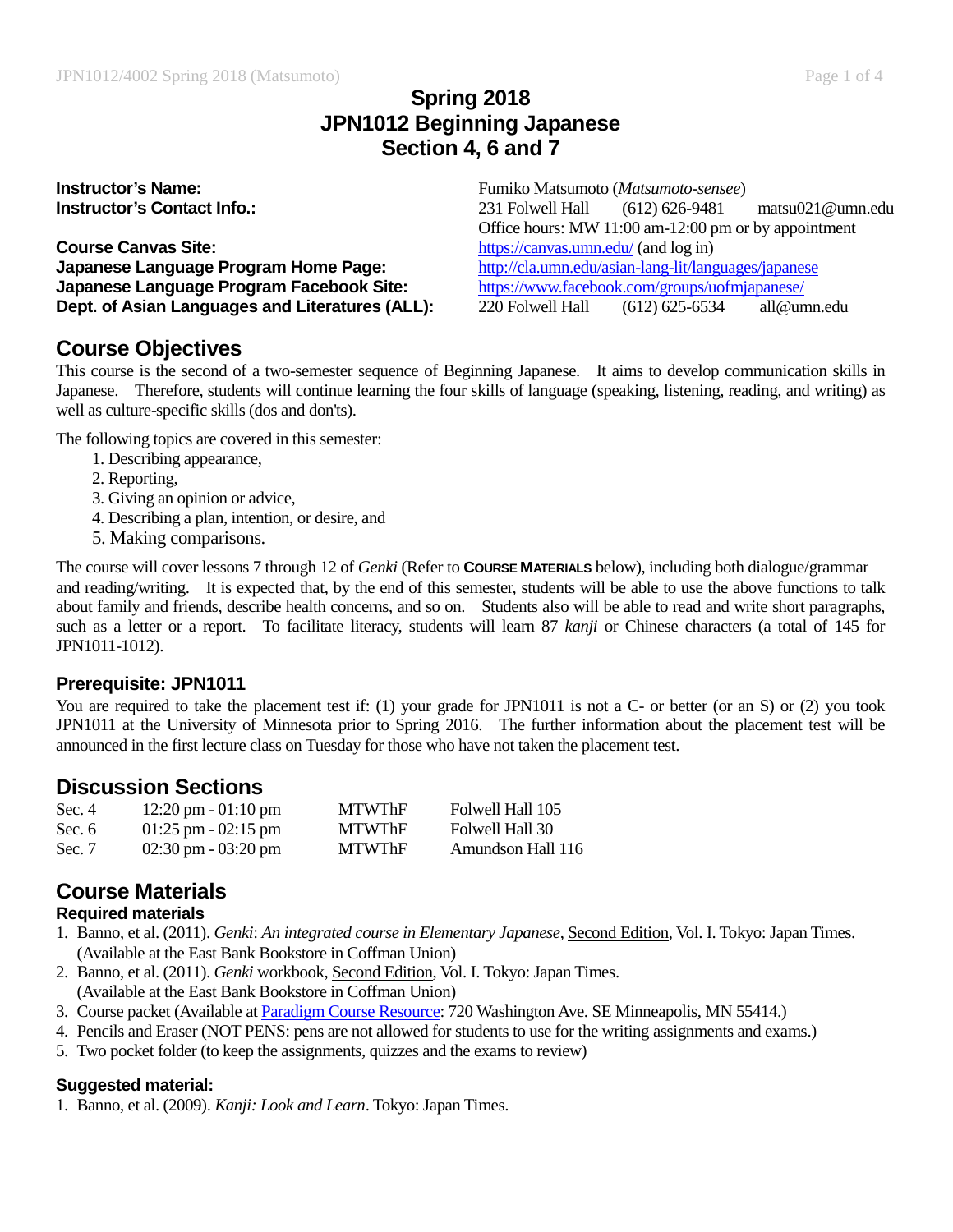# Spring 2018
# JPN1012 Beginning Japanese
# Section 4, 6 and 7

| | |
|---|---|
| **Instructor's Name:** | Fumiko Matsumoto (*Matsumoto-sensee*) |
| **Instructor's Contact Info.:** | 231 Folwell Hall (612) 626-9481 matsu021@umn.edu<br>Office hours: MW 11:00 am-12:00 pm or by appointment |
| **Course Canvas Site:** | https://canvas.umn.edu/ (and log in) |
| **Japanese Language Program Home Page:** | http://cla.umn.edu/asian-lang-lit/languages/japanese |
| **Japanese Language Program Facebook Site:** | https://www.facebook.com/groups/uofmjapanese/ |
| **Dept. of Asian Languages and Literatures (ALL):** | 220 Folwell Hall (612) 625-6534 all@umn.edu |

## Course Objectives

This course is the second of a two-semester sequence of Beginning Japanese. It aims to develop communication skills in Japanese. Therefore, students will continue learning the four skills of language (speaking, listening, reading, and writing) as well as culture-specific skills (dos and don'ts).

The following topics are covered in this semester:

1. Describing appearance,
2. Reporting,
3. Giving an opinion or advice,
4. Describing a plan, intention, or desire, and
5. Making comparisons.

The course will cover lessons 7 through 12 of *Genki* (Refer to **COURSE MATERIALS** below), including both dialogue/grammar and reading/writing. It is expected that, by the end of this semester, students will be able to use the above functions to talk about family and friends, describe health concerns, and so on. Students also will be able to read and write short paragraphs, such as a letter or a report. To facilitate literacy, students will learn 87 *kanji* or Chinese characters (a total of 145 for JPN1011-1012).

### Prerequisite: JPN1011

You are required to take the placement test if: (1) your grade for JPN1011 is not a C- or better (or an S) or (2) you took JPN1011 at the University of Minnesota prior to Spring 2016. The further information about the placement test will be announced in the first lecture class on Tuesday for those who have not taken the placement test.

## Discussion Sections

| Section | Time | Days | Location |
|---|---|---|---|
| Sec. 4 | 12:20 pm - 01:10 pm | MTWThF | Folwell Hall 105 |
| Sec. 6 | 01:25 pm - 02:15 pm | MTWThF | Folwell Hall 30 |
| Sec. 7 | 02:30 pm - 03:20 pm | MTWThF | Amundson Hall 116 |

## Course Materials

### Required materials

1. Banno, et al. (2011). *Genki*: *An integrated course in Elementary Japanese*, Second Edition, Vol. I. Tokyo: Japan Times. (Available at the East Bank Bookstore in Coffman Union)
2. Banno, et al. (2011). *Genki* workbook, Second Edition, Vol. I. Tokyo: Japan Times. (Available at the East Bank Bookstore in Coffman Union)
3. Course packet (Available at Paradigm Course Resource: 720 Washington Ave. SE Minneapolis, MN 55414.)
4. Pencils and Eraser (NOT PENS: pens are not allowed for students to use for the writing assignments and exams.)
5. Two pocket folder (to keep the assignments, quizzes and the exams to review)

### Suggested material:

1. Banno, et al. (2009). *Kanji: Look and Learn*. Tokyo: Japan Times.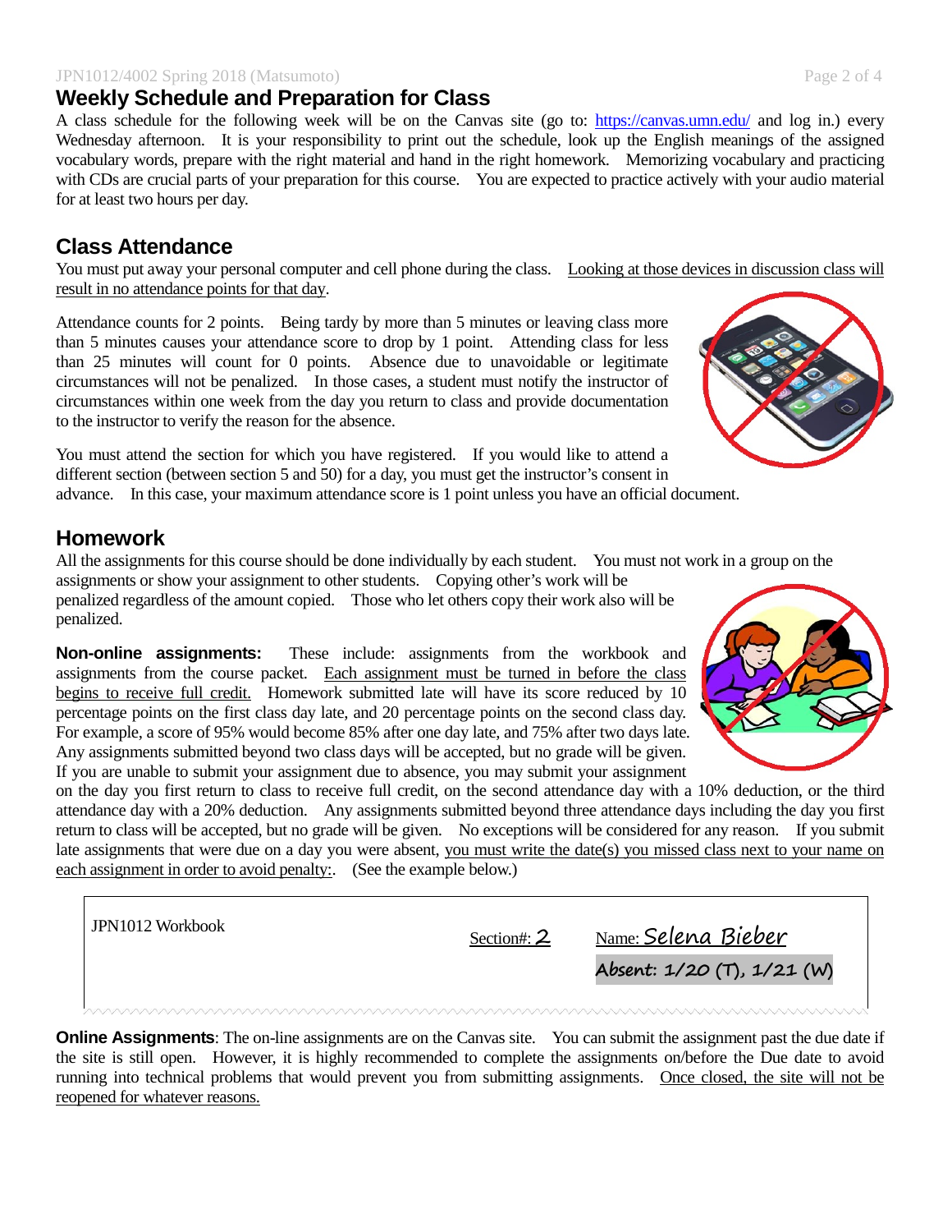## Weekly Schedule and Preparation for Class

A class schedule for the following week will be on the Canvas site (go to: https://canvas.umn.edu/ and log in.) every Wednesday afternoon. It is your responsibility to print out the schedule, look up the English meanings of the assigned vocabulary words, prepare with the right material and hand in the right homework. Memorizing vocabulary and practicing with CDs are crucial parts of your preparation for this course. You are expected to practice actively with your audio material for at least two hours per day.

## Class Attendance

You must put away your personal computer and cell phone during the class. Looking at those devices in discussion class will result in no attendance points for that day.

Attendance counts for 2 points. Being tardy by more than 5 minutes or leaving class more than 5 minutes causes your attendance score to drop by 1 point. Attending class for less than 25 minutes will count for 0 points. Absence due to unavoidable or legitimate circumstances will not be penalized. In those cases, a student must notify the instructor of circumstances within one week from the day you return to class and provide documentation to the instructor to verify the reason for the absence.

You must attend the section for which you have registered. If you would like to attend a different section (between section 5 and 50) for a day, you must get the instructor's consent in advance. In this case, your maximum attendance score is 1 point unless you have an official document.

## Homework

All the assignments for this course should be done individually by each student. You must not work in a group on the assignments or show your assignment to other students. Copying other's work will be penalized regardless of the amount copied. Those who let others copy their work also will be penalized.

**Non-online assignments:** These include: assignments from the workbook and assignments from the course packet. Each assignment must be turned in before the class begins to receive full credit. Homework submitted late will have its score reduced by 10 percentage points on the first class day late, and 20 percentage points on the second class day. For example, a score of 95% would become 85% after one day late, and 75% after two days late. Any assignments submitted beyond two class days will be accepted, but no grade will be given. If you are unable to submit your assignment due to absence, you may submit your assignment on the day you first return to class to receive full credit, on the second attendance day with a 10% deduction, or the third attendance day with a 20% deduction. Any assignments submitted beyond three attendance days including the day you first return to class will be accepted, but no grade will be given. No exceptions will be considered for any reason. If you submit late assignments that were due on a day you were absent, you must write the date(s) you missed class next to your name on each assignment in order to avoid penalty:. (See the example below.)

| JPN1012 Workbook | Section#: 2 | Name: Selena Bieber |
|---|---|---|
| | | Absent: 1/20 (T), 1/21 (W) |

**Online Assignments**: The on-line assignments are on the Canvas site. You can submit the assignment past the due date if the site is still open. However, it is highly recommended to complete the assignments on/before the Due date to avoid running into technical problems that would prevent you from submitting assignments. Once closed, the site will not be reopened for whatever reasons.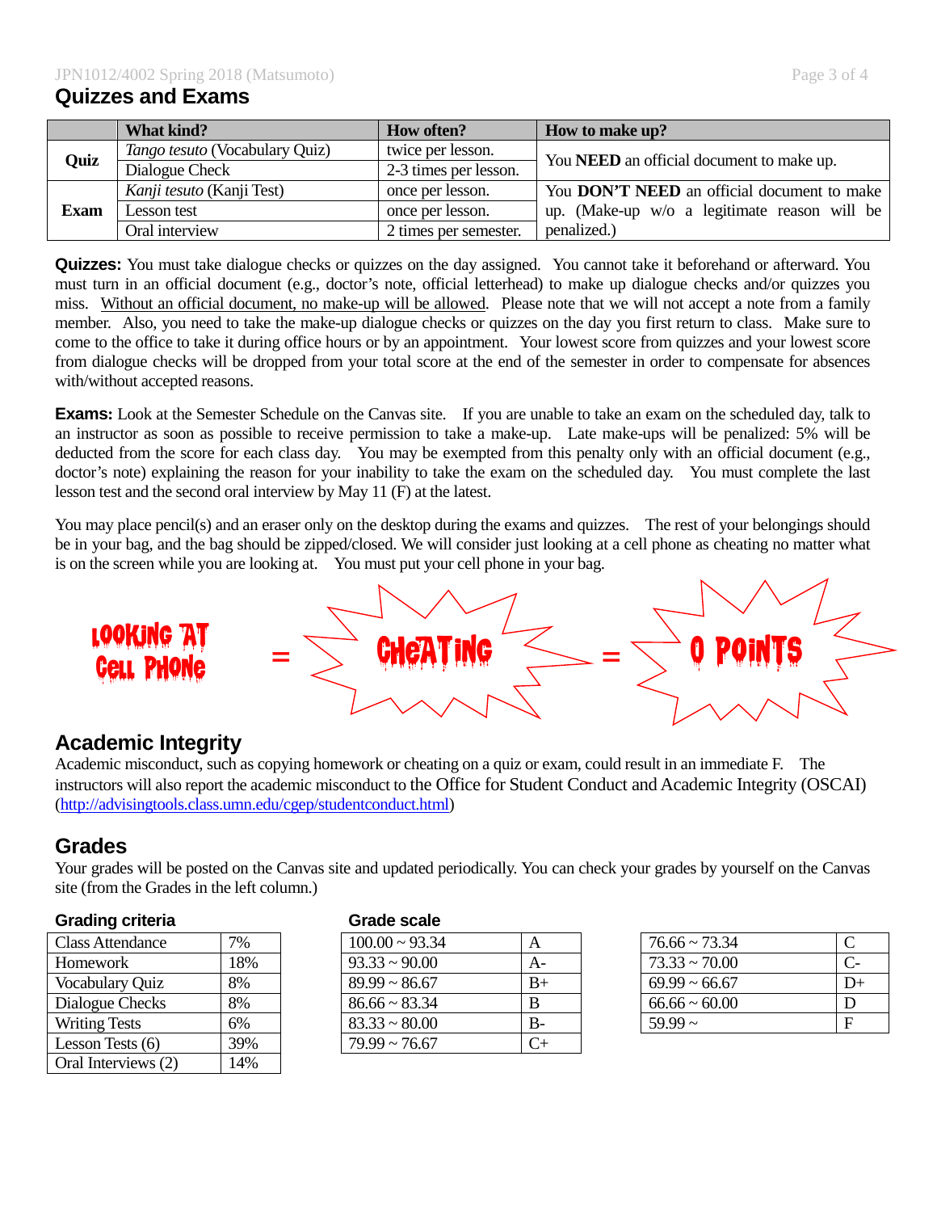## Quizzes and Exams

| | What kind? | How often? | How to make up? |
|---|---|---|---|
| **Quiz** | *Tango tesuto* (Vocabulary Quiz) | twice per lesson. | You **NEED** an official document to make up. |
| | Dialogue Check | 2-3 times per lesson. | |
| **Exam** | *Kanji tesuto* (Kanji Test) | once per lesson. | You **DON'T NEED** an official document to make up. (Make-up w/o a legitimate reason will be penalized.) |
| | Lesson test | once per lesson. | |
| | Oral interview | 2 times per semester. | |

**Quizzes:** You must take dialogue checks or quizzes on the day assigned. You cannot take it beforehand or afterward. You must turn in an official document (e.g., doctor's note, official letterhead) to make up dialogue checks and/or quizzes you miss. Without an official document, no make-up will be allowed. Please note that we will not accept a note from a family member. Also, you need to take the make-up dialogue checks or quizzes on the day you first return to class. Make sure to come to the office to take it during office hours or by an appointment. Your lowest score from quizzes and your lowest score from dialogue checks will be dropped from your total score at the end of the semester in order to compensate for absences with/without accepted reasons.

**Exams:** Look at the Semester Schedule on the Canvas site. If you are unable to take an exam on the scheduled day, talk to an instructor as soon as possible to receive permission to take a make-up. Late make-ups will be penalized: 5% will be deducted from the score for each class day. You may be exempted from this penalty only with an official document (e.g., doctor's note) explaining the reason for your inability to take the exam on the scheduled day. You must complete the last lesson test and the second oral interview by May 11 (F) at the latest.

You may place pencil(s) and an eraser only on the desktop during the exams and quizzes. The rest of your belongings should be in your bag, and the bag should be zipped/closed. We will consider just looking at a cell phone as cheating no matter what is on the screen while you are looking at. You must put your cell phone in your bag.

LOOKING AT CELL PHONE = CHEATING = 0 POINTS

## Academic Integrity

Academic misconduct, such as copying homework or cheating on a quiz or exam, could result in an immediate F. The instructors will also report the academic misconduct to the Office for Student Conduct and Academic Integrity (OSCAI) (http://advisingtools.class.umn.edu/cgep/studentconduct.html)

## Grades

Your grades will be posted on the Canvas site and updated periodically. You can check your grades by yourself on the Canvas site (from the Grades in the left column.)

### Grading criteria

| Component | Weight |
|---|---|
| Class Attendance | 7% |
| Homework | 18% |
| Vocabulary Quiz | 8% |
| Dialogue Checks | 8% |
| Writing Tests | 6% |
| Lesson Tests (6) | 39% |
| Oral Interviews (2) | 14% |

### Grade scale

| Score | Grade |
|---|---|
| 100.00 ~ 93.34 | A |
| 93.33 ~ 90.00 | A- |
| 89.99 ~ 86.67 | B+ |
| 86.66 ~ 83.34 | B |
| 83.33 ~ 80.00 | B- |
| 79.99 ~ 76.67 | C+ |
| 76.66 ~ 73.34 | C |
| 73.33 ~ 70.00 | C- |
| 69.99 ~ 66.67 | D+ |
| 66.66 ~ 60.00 | D |
| 59.99 ~ | F |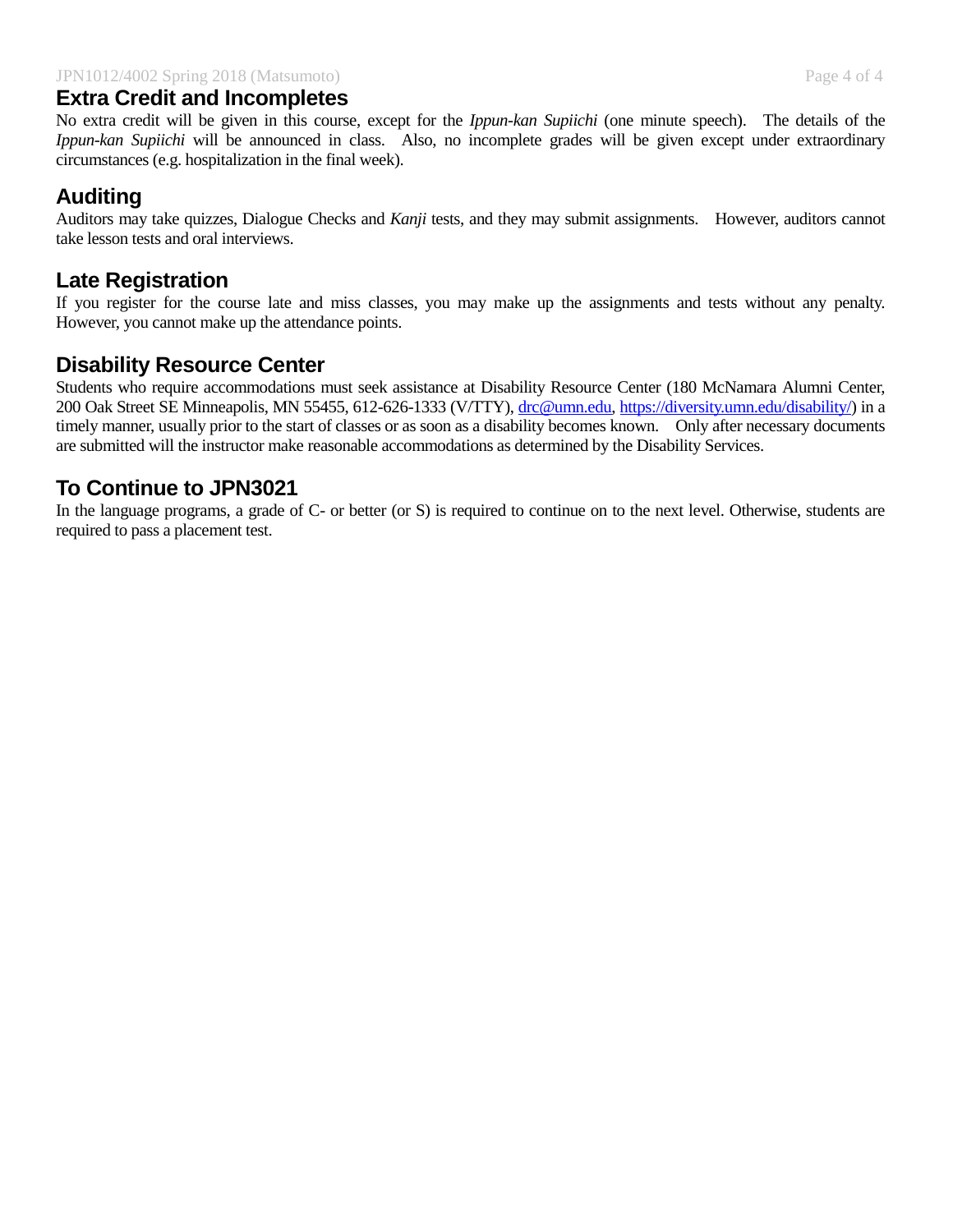## Extra Credit and Incompletes

No extra credit will be given in this course, except for the *Ippun-kan Supiichi* (one minute speech). The details of the *Ippun-kan Supiichi* will be announced in class. Also, no incomplete grades will be given except under extraordinary circumstances (e.g. hospitalization in the final week).

## Auditing

Auditors may take quizzes, Dialogue Checks and *Kanji* tests, and they may submit assignments. However, auditors cannot take lesson tests and oral interviews.

## Late Registration

If you register for the course late and miss classes, you may make up the assignments and tests without any penalty. However, you cannot make up the attendance points.

## Disability Resource Center

Students who require accommodations must seek assistance at Disability Resource Center (180 McNamara Alumni Center, 200 Oak Street SE Minneapolis, MN 55455, 612-626-1333 (V/TTY), drc@umn.edu, https://diversity.umn.edu/disability/) in a timely manner, usually prior to the start of classes or as soon as a disability becomes known. Only after necessary documents are submitted will the instructor make reasonable accommodations as determined by the Disability Services.

## To Continue to JPN3021

In the language programs, a grade of C- or better (or S) is required to continue on to the next level. Otherwise, students are required to pass a placement test.